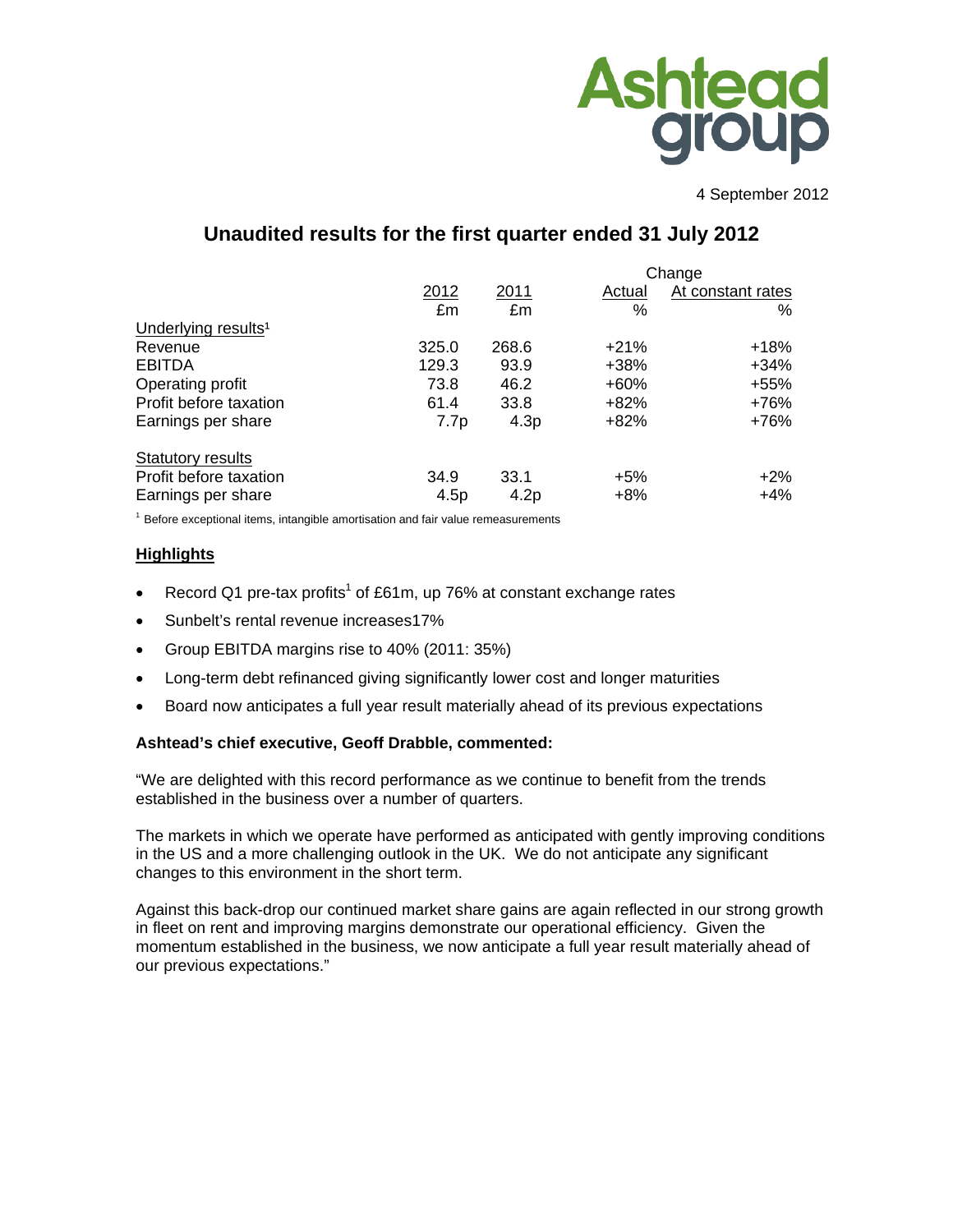Ashtead group

4 September 2012

# Unaudited results for the first quarter ended 31 July 2012

| | 2012 | 2011 | Change | |
|---|---|---|---|---|
| | | | Actual | At constant rates |
| | £m | £m | % | % |
| Underlying results[1] | | | | |
| Revenue | 325.0 | 268.6 | +21% | +18% |
| EBITDA | 129.3 | 93.9 | +38% | +34% |
| Operating profit | 73.8 | 46.2 | +60% | +55% |
| Profit before taxation | 61.4 | 33.8 | +82% | +76% |
| Earnings per share | 7.7p | 4.3p | +82% | +76% |
| Statutory results | | | | |
| Profit before taxation | 34.9 | 33.1 | +5% | +2% |
| Earnings per share | 4.5p | 4.2p | +8% | +4% |

[1] Before exceptional items, intangible amortisation and fair value remeasurements

## Highlights

- Record Q1 pre-tax profits[1] of £61m, up 76% at constant exchange rates
- Sunbelt's rental revenue increases17%
- Group EBITDA margins rise to 40% (2011: 35%)
- Long-term debt refinanced giving significantly lower cost and longer maturities
- Board now anticipates a full year result materially ahead of its previous expectations

**Ashtead's chief executive, Geoff Drabble, commented:**

"We are delighted with this record performance as we continue to benefit from the trends established in the business over a number of quarters.

The markets in which we operate have performed as anticipated with gently improving conditions in the US and a more challenging outlook in the UK. We do not anticipate any significant changes to this environment in the short term.

Against this back-drop our continued market share gains are again reflected in our strong growth in fleet on rent and improving margins demonstrate our operational efficiency. Given the momentum established in the business, we now anticipate a full year result materially ahead of our previous expectations."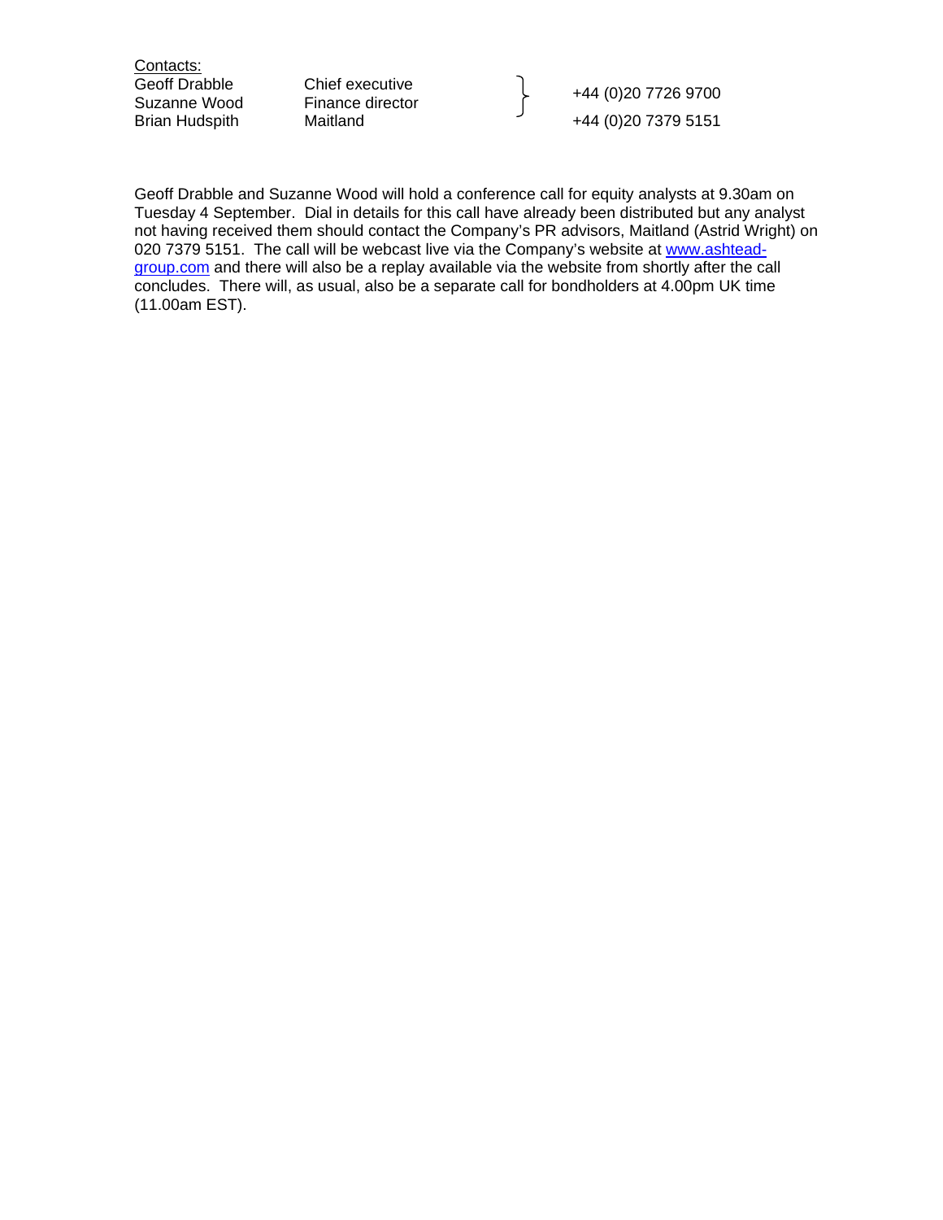Contacts:

| | | |
|---|---|---|
| Geoff Drabble | Chief executive | +44 (0)20 7726 9700 |
| Suzanne Wood | Finance director | |
| Brian Hudspith | Maitland | +44 (0)20 7379 5151 |

Geoff Drabble and Suzanne Wood will hold a conference call for equity analysts at 9.30am on Tuesday 4 September. Dial in details for this call have already been distributed but any analyst not having received them should contact the Company's PR advisors, Maitland (Astrid Wright) on 020 7379 5151. The call will be webcast live via the Company's website at [www.ashtead-group.com](http://www.ashtead-group.com) and there will also be a replay available via the website from shortly after the call concludes. There will, as usual, also be a separate call for bondholders at 4.00pm UK time (11.00am EST).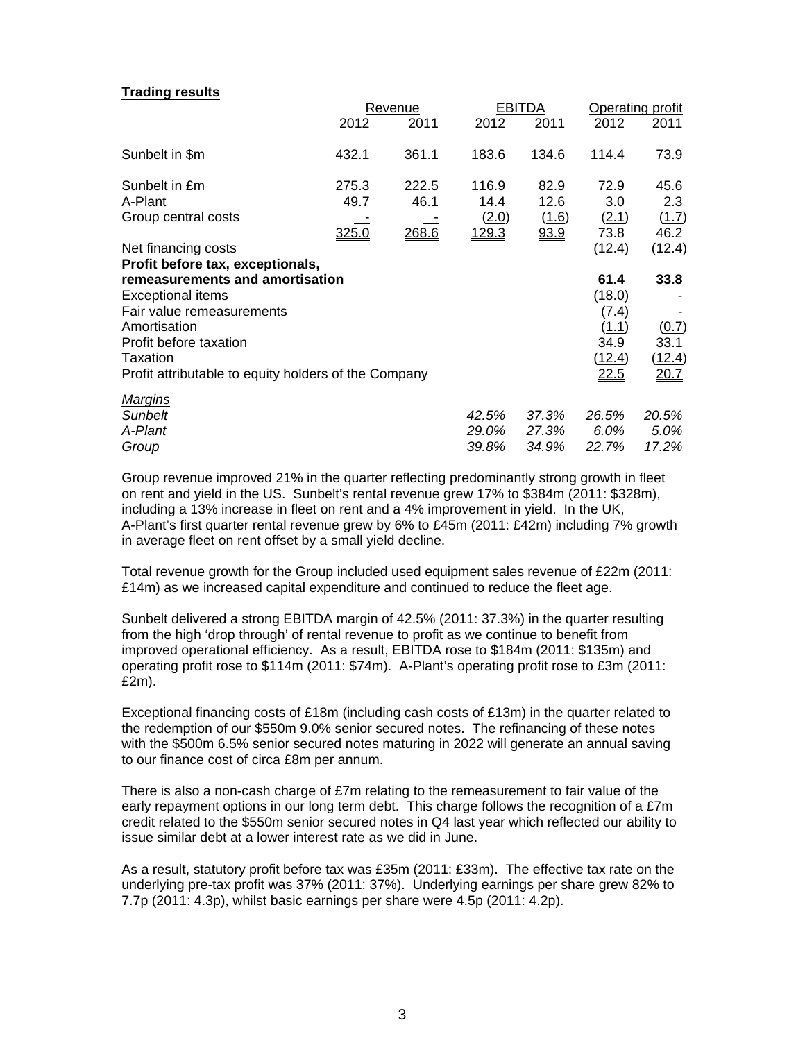**Trading results**

| | Revenue | | EBITDA | | Operating profit | |
|---|---|---|---|---|---|---|
| | 2012 | 2011 | 2012 | 2011 | 2012 | 2011 |
| Sunbelt in $m | 432.1 | 361.1 | 183.6 | 134.6 | 114.4 | 73.9 |
| Sunbelt in £m | 275.3 | 222.5 | 116.9 | 82.9 | 72.9 | 45.6 |
| A-Plant | 49.7 | 46.1 | 14.4 | 12.6 | 3.0 | 2.3 |
| Group central costs | - | - | (2.0) | (1.6) | (2.1) | (1.7) |
| | 325.0 | 268.6 | 129.3 | 93.9 | 73.8 | 46.2 |
| Net financing costs | | | | | (12.4) | (12.4) |
| **Profit before tax, exceptionals, remeasurements and amortisation** | | | | | **61.4** | **33.8** |
| Exceptional items | | | | | (18.0) | - |
| Fair value remeasurements | | | | | (7.4) | - |
| Amortisation | | | | | (1.1) | (0.7) |
| Profit before taxation | | | | | 34.9 | 33.1 |
| Taxation | | | | | (12.4) | (12.4) |
| Profit attributable to equity holders of the Company | | | | | 22.5 | 20.7 |
| *Margins* | | | | | | |
| *Sunbelt* | | | *42.5%* | *37.3%* | *26.5%* | *20.5%* |
| *A-Plant* | | | *29.0%* | *27.3%* | *6.0%* | *5.0%* |
| *Group* | | | *39.8%* | *34.9%* | *22.7%* | *17.2%* |

Group revenue improved 21% in the quarter reflecting predominantly strong growth in fleet on rent and yield in the US. Sunbelt's rental revenue grew 17% to $384m (2011: $328m), including a 13% increase in fleet on rent and a 4% improvement in yield. In the UK, A-Plant's first quarter rental revenue grew by 6% to £45m (2011: £42m) including 7% growth in average fleet on rent offset by a small yield decline.

Total revenue growth for the Group included used equipment sales revenue of £22m (2011: £14m) as we increased capital expenditure and continued to reduce the fleet age.

Sunbelt delivered a strong EBITDA margin of 42.5% (2011: 37.3%) in the quarter resulting from the high 'drop through' of rental revenue to profit as we continue to benefit from improved operational efficiency. As a result, EBITDA rose to $184m (2011: $135m) and operating profit rose to $114m (2011: $74m). A-Plant's operating profit rose to £3m (2011: £2m).

Exceptional financing costs of £18m (including cash costs of £13m) in the quarter related to the redemption of our $550m 9.0% senior secured notes. The refinancing of these notes with the $500m 6.5% senior secured notes maturing in 2022 will generate an annual saving to our finance cost of circa £8m per annum.

There is also a non-cash charge of £7m relating to the remeasurement to fair value of the early repayment options in our long term debt. This charge follows the recognition of a £7m credit related to the $550m senior secured notes in Q4 last year which reflected our ability to issue similar debt at a lower interest rate as we did in June.

As a result, statutory profit before tax was £35m (2011: £33m). The effective tax rate on the underlying pre-tax profit was 37% (2011: 37%). Underlying earnings per share grew 82% to 7.7p (2011: 4.3p), whilst basic earnings per share were 4.5p (2011: 4.2p).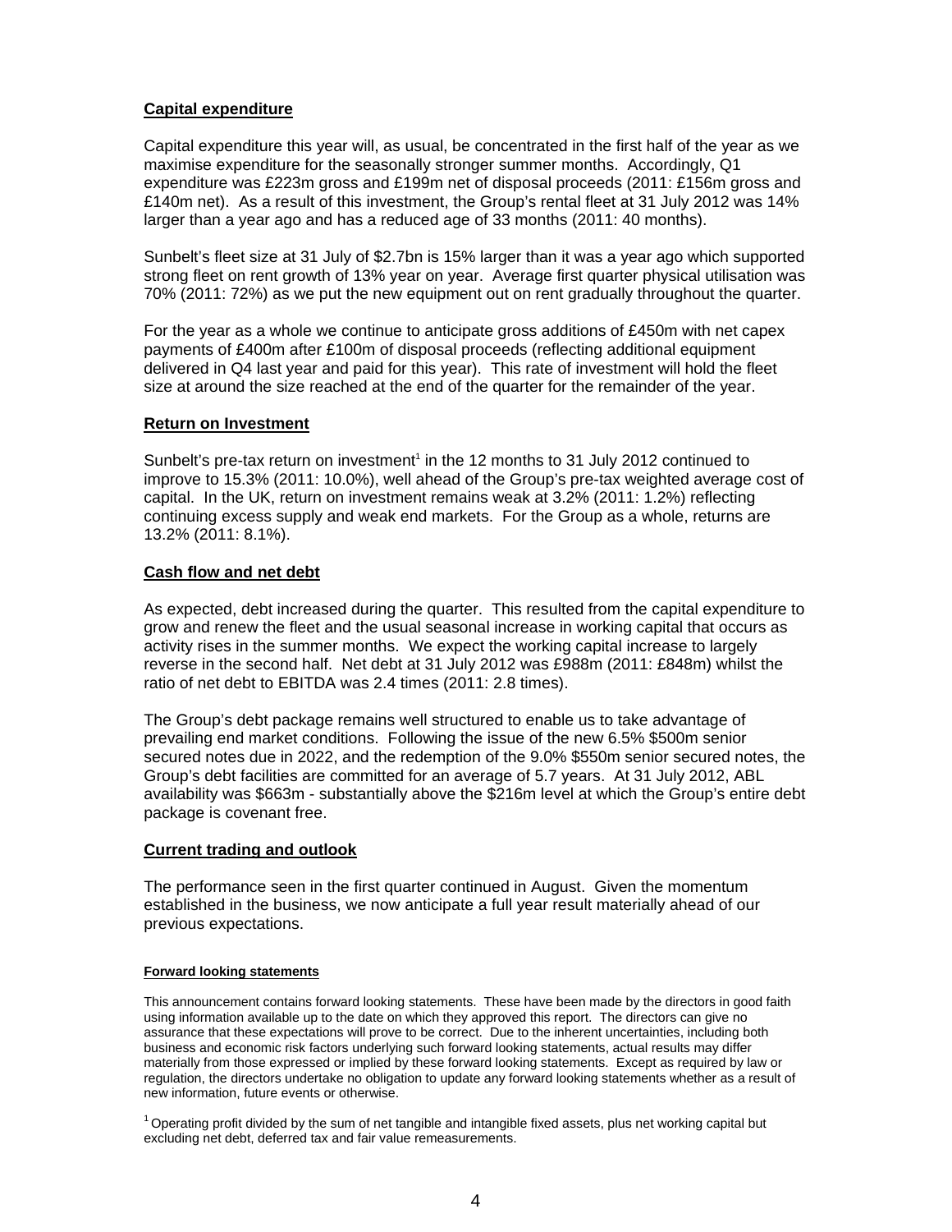## Capital expenditure

Capital expenditure this year will, as usual, be concentrated in the first half of the year as we maximise expenditure for the seasonally stronger summer months. Accordingly, Q1 expenditure was £223m gross and £199m net of disposal proceeds (2011: £156m gross and £140m net). As a result of this investment, the Group's rental fleet at 31 July 2012 was 14% larger than a year ago and has a reduced age of 33 months (2011: 40 months).

Sunbelt's fleet size at 31 July of $2.7bn is 15% larger than it was a year ago which supported strong fleet on rent growth of 13% year on year. Average first quarter physical utilisation was 70% (2011: 72%) as we put the new equipment out on rent gradually throughout the quarter.

For the year as a whole we continue to anticipate gross additions of £450m with net capex payments of £400m after £100m of disposal proceeds (reflecting additional equipment delivered in Q4 last year and paid for this year). This rate of investment will hold the fleet size at around the size reached at the end of the quarter for the remainder of the year.

## Return on Investment

Sunbelt's pre-tax return on investment[1] in the 12 months to 31 July 2012 continued to improve to 15.3% (2011: 10.0%), well ahead of the Group's pre-tax weighted average cost of capital. In the UK, return on investment remains weak at 3.2% (2011: 1.2%) reflecting continuing excess supply and weak end markets. For the Group as a whole, returns are 13.2% (2011: 8.1%).

## Cash flow and net debt

As expected, debt increased during the quarter. This resulted from the capital expenditure to grow and renew the fleet and the usual seasonal increase in working capital that occurs as activity rises in the summer months. We expect the working capital increase to largely reverse in the second half. Net debt at 31 July 2012 was £988m (2011: £848m) whilst the ratio of net debt to EBITDA was 2.4 times (2011: 2.8 times).

The Group's debt package remains well structured to enable us to take advantage of prevailing end market conditions. Following the issue of the new 6.5% $500m senior secured notes due in 2022, and the redemption of the 9.0% $550m senior secured notes, the Group's debt facilities are committed for an average of 5.7 years. At 31 July 2012, ABL availability was $663m - substantially above the $216m level at which the Group's entire debt package is covenant free.

## Current trading and outlook

The performance seen in the first quarter continued in August. Given the momentum established in the business, we now anticipate a full year result materially ahead of our previous expectations.

#### Forward looking statements

This announcement contains forward looking statements. These have been made by the directors in good faith using information available up to the date on which they approved this report. The directors can give no assurance that these expectations will prove to be correct. Due to the inherent uncertainties, including both business and economic risk factors underlying such forward looking statements, actual results may differ materially from those expressed or implied by these forward looking statements. Except as required by law or regulation, the directors undertake no obligation to update any forward looking statements whether as a result of new information, future events or otherwise.

[1] Operating profit divided by the sum of net tangible and intangible fixed assets, plus net working capital but excluding net debt, deferred tax and fair value remeasurements.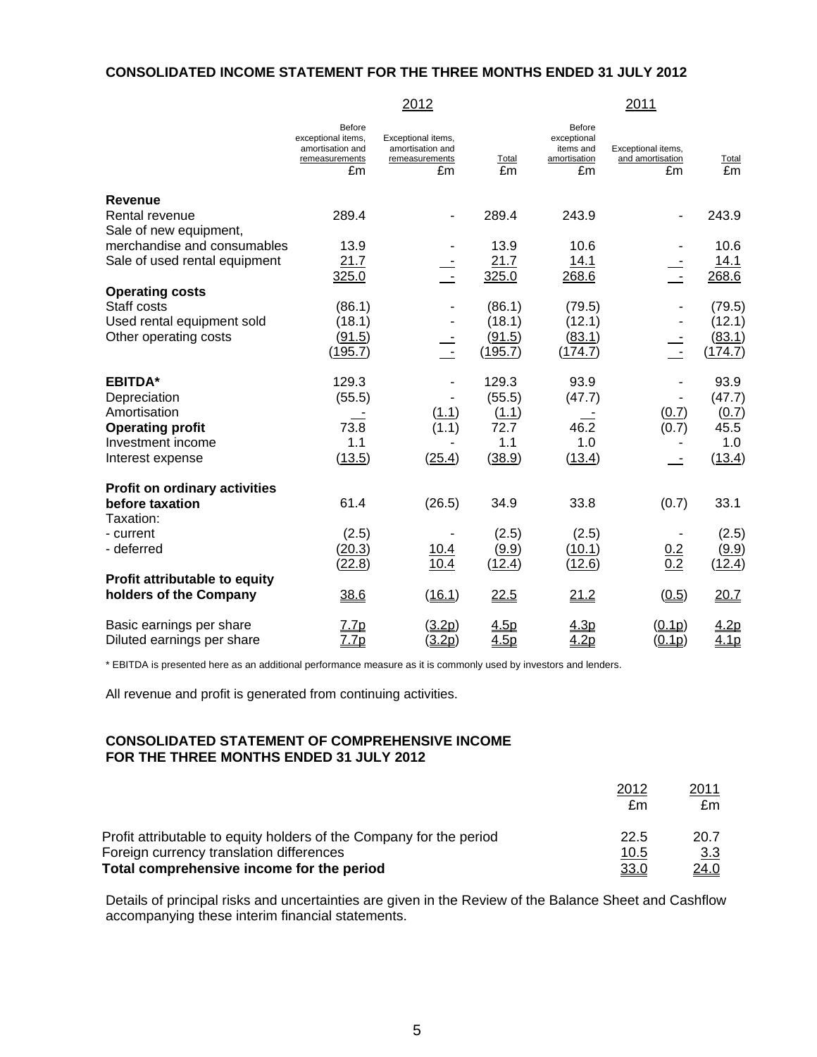## CONSOLIDATED INCOME STATEMENT FOR THE THREE MONTHS ENDED 31 JULY 2012

| | 2012 | | | 2011 | | |
|---|---|---|---|---|---|---|
| | Before exceptional items, amortisation and remeasurements £m | Exceptional items, amortisation and remeasurements £m | Total £m | Before exceptional items and amortisation £m | Exceptional items, and amortisation £m | Total £m |
| **Revenue** | | | | | | |
| Rental revenue | 289.4 | - | 289.4 | 243.9 | - | 243.9 |
| Sale of new equipment, merchandise and consumables | 13.9 | - | 13.9 | 10.6 | - | 10.6 |
| Sale of used rental equipment | 21.7 | - | 21.7 | 14.1 | - | 14.1 |
| | 325.0 | - | 325.0 | 268.6 | - | 268.6 |
| **Operating costs** | | | | | | |
| Staff costs | (86.1) | - | (86.1) | (79.5) | - | (79.5) |
| Used rental equipment sold | (18.1) | - | (18.1) | (12.1) | - | (12.1) |
| Other operating costs | (91.5) | - | (91.5) | (83.1) | - | (83.1) |
| | (195.7) | - | (195.7) | (174.7) | - | (174.7) |
| **EBITDA*** | 129.3 | - | 129.3 | 93.9 | - | 93.9 |
| Depreciation | (55.5) | - | (55.5) | (47.7) | - | (47.7) |
| Amortisation | - | (1.1) | (1.1) | - | (0.7) | (0.7) |
| **Operating profit** | 73.8 | (1.1) | 72.7 | 46.2 | (0.7) | 45.5 |
| Investment income | 1.1 | - | 1.1 | 1.0 | - | 1.0 |
| Interest expense | (13.5) | (25.4) | (38.9) | (13.4) | - | (13.4) |
| **Profit on ordinary activities before taxation** | 61.4 | (26.5) | 34.9 | 33.8 | (0.7) | 33.1 |
| Taxation: | | | | | | |
| - current | (2.5) | - | (2.5) | (2.5) | - | (2.5) |
| - deferred | (20.3) | 10.4 | (9.9) | (10.1) | 0.2 | (9.9) |
| | (22.8) | 10.4 | (12.4) | (12.6) | 0.2 | (12.4) |
| **Profit attributable to equity holders of the Company** | 38.6 | (16.1) | 22.5 | 21.2 | (0.5) | 20.7 |
| Basic earnings per share | 7.7p | (3.2p) | 4.5p | 4.3p | (0.1p) | 4.2p |
| Diluted earnings per share | 7.7p | (3.2p) | 4.5p | 4.2p | (0.1p) | 4.1p |

* EBITDA is presented here as an additional performance measure as it is commonly used by investors and lenders.

All revenue and profit is generated from continuing activities.

## CONSOLIDATED STATEMENT OF COMPREHENSIVE INCOME FOR THE THREE MONTHS ENDED 31 JULY 2012

| | 2012 £m | 2011 £m |
|---|---|---|
| Profit attributable to equity holders of the Company for the period | 22.5 | 20.7 |
| Foreign currency translation differences | 10.5 | 3.3 |
| **Total comprehensive income for the period** | 33.0 | 24.0 |

Details of principal risks and uncertainties are given in the Review of the Balance Sheet and Cashflow accompanying these interim financial statements.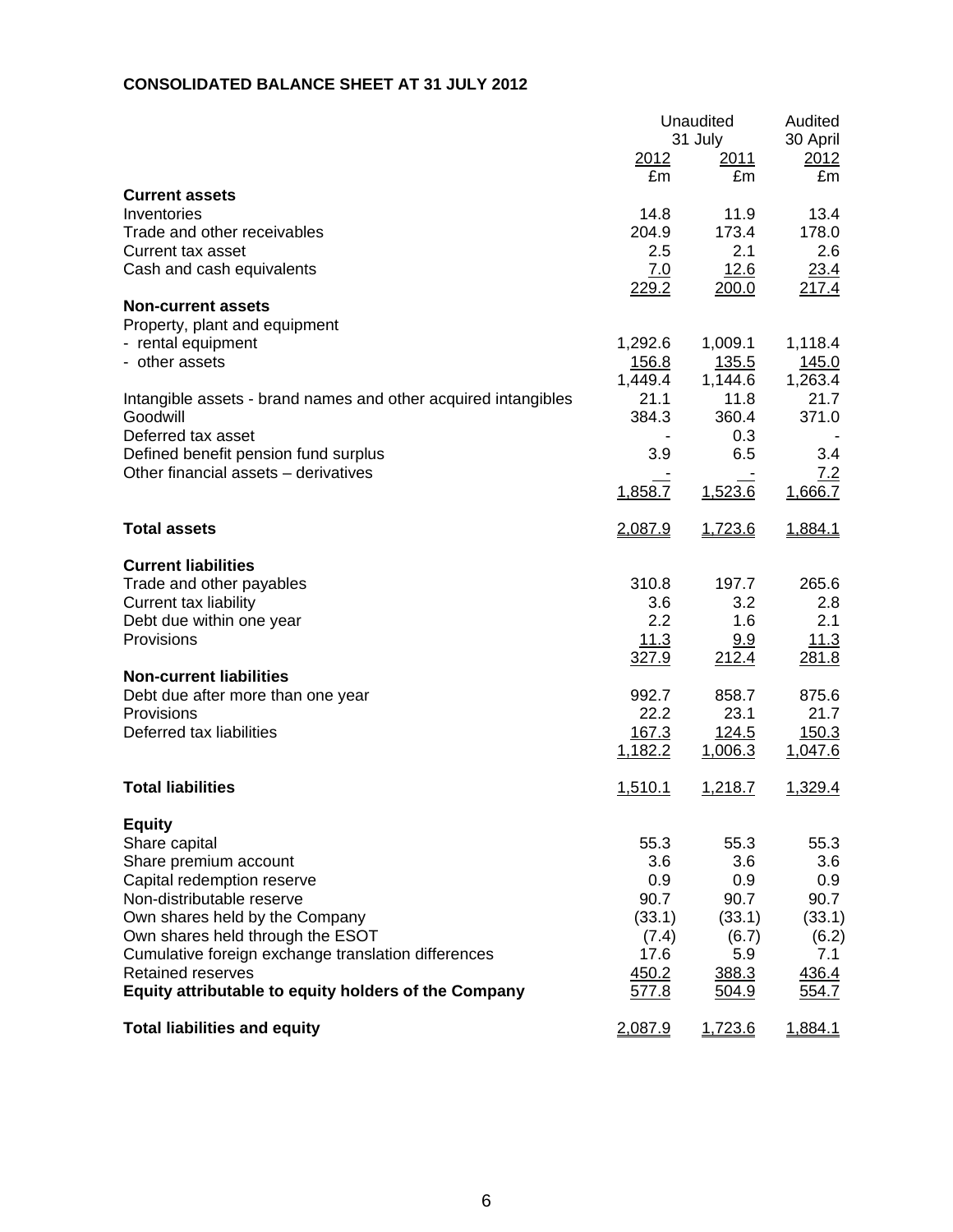**CONSOLIDATED BALANCE SHEET AT 31 JULY 2012**

| | Unaudited 31 July 2012 | Unaudited 31 July 2011 | Audited 30 April 2012 |
|---|---|---|---|
| | £m | £m | £m |
| **Current assets** | | | |
| Inventories | 14.8 | 11.9 | 13.4 |
| Trade and other receivables | 204.9 | 173.4 | 178.0 |
| Current tax asset | 2.5 | 2.1 | 2.6 |
| Cash and cash equivalents | 7.0 | 12.6 | 23.4 |
| | 229.2 | 200.0 | 217.4 |
| **Non-current assets** | | | |
| Property, plant and equipment | | | |
| - rental equipment | 1,292.6 | 1,009.1 | 1,118.4 |
| - other assets | 156.8 | 135.5 | 145.0 |
| | 1,449.4 | 1,144.6 | 1,263.4 |
| Intangible assets - brand names and other acquired intangibles | 21.1 | 11.8 | 21.7 |
| Goodwill | 384.3 | 360.4 | 371.0 |
| Deferred tax asset | - | 0.3 | - |
| Defined benefit pension fund surplus | 3.9 | 6.5 | 3.4 |
| Other financial assets – derivatives | - | - | 7.2 |
| | 1,858.7 | 1,523.6 | 1,666.7 |
| **Total assets** | 2,087.9 | 1,723.6 | 1,884.1 |
| **Current liabilities** | | | |
| Trade and other payables | 310.8 | 197.7 | 265.6 |
| Current tax liability | 3.6 | 3.2 | 2.8 |
| Debt due within one year | 2.2 | 1.6 | 2.1 |
| Provisions | 11.3 | 9.9 | 11.3 |
| | 327.9 | 212.4 | 281.8 |
| **Non-current liabilities** | | | |
| Debt due after more than one year | 992.7 | 858.7 | 875.6 |
| Provisions | 22.2 | 23.1 | 21.7 |
| Deferred tax liabilities | 167.3 | 124.5 | 150.3 |
| | 1,182.2 | 1,006.3 | 1,047.6 |
| **Total liabilities** | 1,510.1 | 1,218.7 | 1,329.4 |
| **Equity** | | | |
| Share capital | 55.3 | 55.3 | 55.3 |
| Share premium account | 3.6 | 3.6 | 3.6 |
| Capital redemption reserve | 0.9 | 0.9 | 0.9 |
| Non-distributable reserve | 90.7 | 90.7 | 90.7 |
| Own shares held by the Company | (33.1) | (33.1) | (33.1) |
| Own shares held through the ESOT | (7.4) | (6.7) | (6.2) |
| Cumulative foreign exchange translation differences | 17.6 | 5.9 | 7.1 |
| Retained reserves | 450.2 | 388.3 | 436.4 |
| **Equity attributable to equity holders of the Company** | 577.8 | 504.9 | 554.7 |
| **Total liabilities and equity** | 2,087.9 | 1,723.6 | 1,884.1 |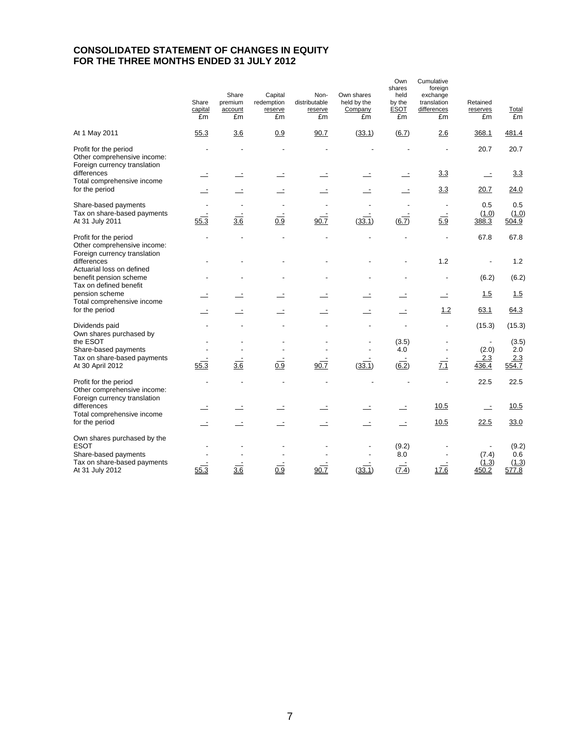# CONSOLIDATED STATEMENT OF CHANGES IN EQUITY
# FOR THE THREE MONTHS ENDED 31 JULY 2012

| | Share capital £m | Share premium account £m | Capital redemption reserve £m | Non-distributable reserve £m | Own shares held by the Company £m | Own shares held by the ESOT £m | Cumulative foreign exchange translation differences £m | Retained reserves £m | Total £m |
|---|---|---|---|---|---|---|---|---|---|
| At 1 May 2011 | 55.3 | 3.6 | 0.9 | 90.7 | (33.1) | (6.7) | 2.6 | 368.1 | 481.4 |
| Profit for the period | - | - | - | - | - | - | - | 20.7 | 20.7 |
| Other comprehensive income: | | | | | | | | | |
| Foreign currency translation differences | - | - | - | - | - | - | 3.3 | - | 3.3 |
| Total comprehensive income for the period | - | - | - | - | - | - | 3.3 | 20.7 | 24.0 |
| Share-based payments | - | - | - | - | - | - | - | 0.5 | 0.5 |
| Tax on share-based payments | - | - | - | - | - | - | - | (1.0) | (1.0) |
| At 31 July 2011 | 55.3 | 3.6 | 0.9 | 90.7 | (33.1) | (6.7) | 5.9 | 388.3 | 504.9 |
| Profit for the period | - | - | - | - | - | - | - | 67.8 | 67.8 |
| Other comprehensive income: | | | | | | | | | |
| Foreign currency translation differences | - | - | - | - | - | - | 1.2 | - | 1.2 |
| Actuarial loss on defined benefit pension scheme | - | - | - | - | - | - | - | (6.2) | (6.2) |
| Tax on defined benefit pension scheme | - | - | - | - | - | - | - | 1.5 | 1.5 |
| Total comprehensive income for the period | - | - | - | - | - | - | 1.2 | 63.1 | 64.3 |
| Dividends paid | - | - | - | - | - | - | - | (15.3) | (15.3) |
| Own shares purchased by the ESOT | - | - | - | - | - | (3.5) | - | - | (3.5) |
| Share-based payments | - | - | - | - | - | 4.0 | - | (2.0) | 2.0 |
| Tax on share-based payments | - | - | - | - | - | - | - | 2.3 | 2.3 |
| At 30 April 2012 | 55.3 | 3.6 | 0.9 | 90.7 | (33.1) | (6.2) | 7.1 | 436.4 | 554.7 |
| Profit for the period | - | - | - | - | - | - | - | 22.5 | 22.5 |
| Other comprehensive income: | | | | | | | | | |
| Foreign currency translation differences | - | - | - | - | - | - | 10.5 | - | 10.5 |
| Total comprehensive income for the period | - | - | - | - | - | - | 10.5 | 22.5 | 33.0 |
| Own shares purchased by the ESOT | - | - | - | - | - | (9.2) | - | - | (9.2) |
| Share-based payments | - | - | - | - | - | 8.0 | - | (7.4) | 0.6 |
| Tax on share-based payments | - | - | - | - | - | - | - | (1.3) | (1.3) |
| At 31 July 2012 | 55.3 | 3.6 | 0.9 | 90.7 | (33.1) | (7.4) | 17.6 | 450.2 | 577.8 |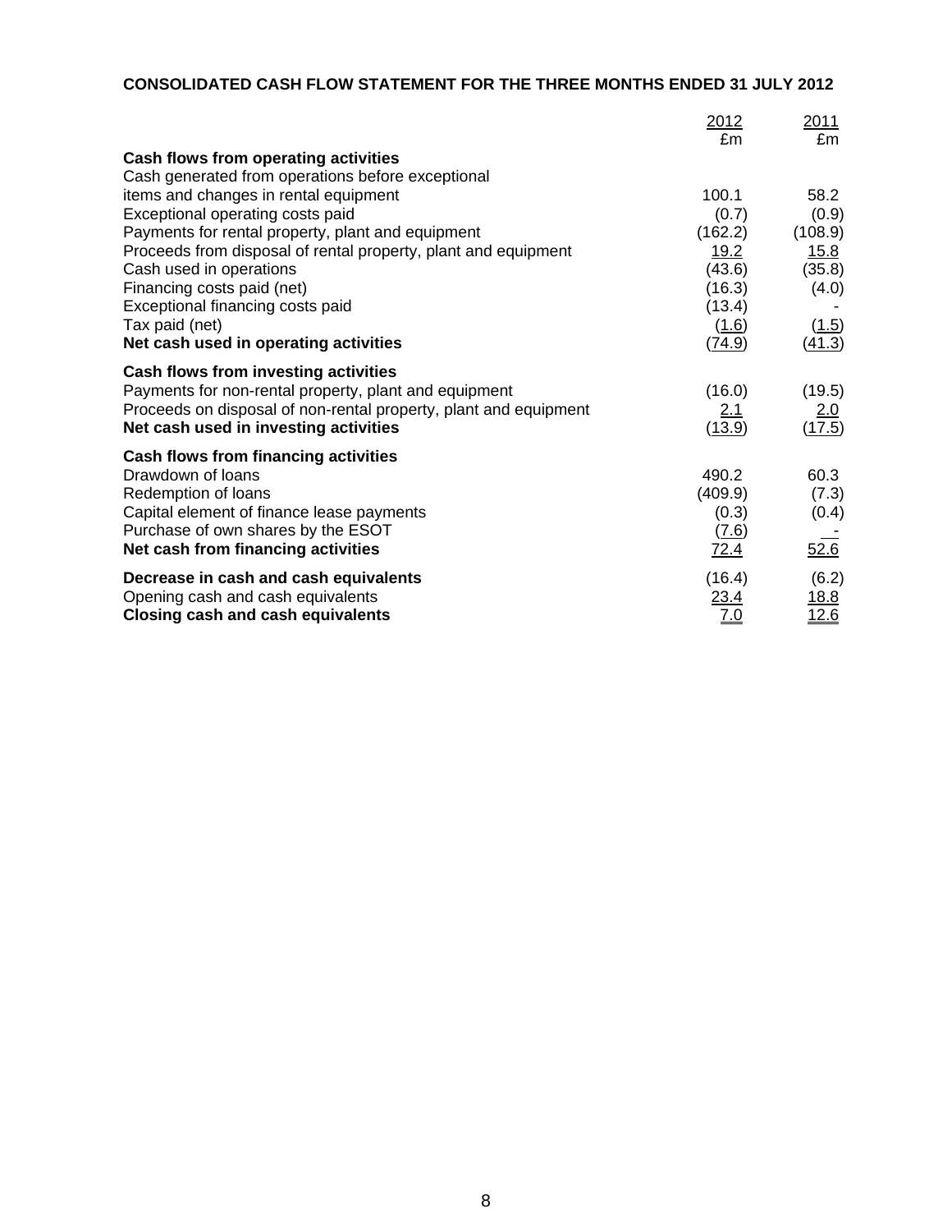## CONSOLIDATED CASH FLOW STATEMENT FOR THE THREE MONTHS ENDED 31 JULY 2012

| | 2012<br>£m | 2011<br>£m |
|---|---|---|
| **Cash flows from operating activities** | | |
| Cash generated from operations before exceptional items and changes in rental equipment | 100.1 | 58.2 |
| Exceptional operating costs paid | (0.7) | (0.9) |
| Payments for rental property, plant and equipment | (162.2) | (108.9) |
| Proceeds from disposal of rental property, plant and equipment | 19.2 | 15.8 |
| Cash used in operations | (43.6) | (35.8) |
| Financing costs paid (net) | (16.3) | (4.0) |
| Exceptional financing costs paid | (13.4) | - |
| Tax paid (net) | (1.6) | (1.5) |
| **Net cash used in operating activities** | (74.9) | (41.3) |
| **Cash flows from investing activities** | | |
| Payments for non-rental property, plant and equipment | (16.0) | (19.5) |
| Proceeds on disposal of non-rental property, plant and equipment | 2.1 | 2.0 |
| **Net cash used in investing activities** | (13.9) | (17.5) |
| **Cash flows from financing activities** | | |
| Drawdown of loans | 490.2 | 60.3 |
| Redemption of loans | (409.9) | (7.3) |
| Capital element of finance lease payments | (0.3) | (0.4) |
| Purchase of own shares by the ESOT | (7.6) | - |
| **Net cash from financing activities** | 72.4 | 52.6 |
| **Decrease in cash and cash equivalents** | (16.4) | (6.2) |
| Opening cash and cash equivalents | 23.4 | 18.8 |
| **Closing cash and cash equivalents** | 7.0 | 12.6 |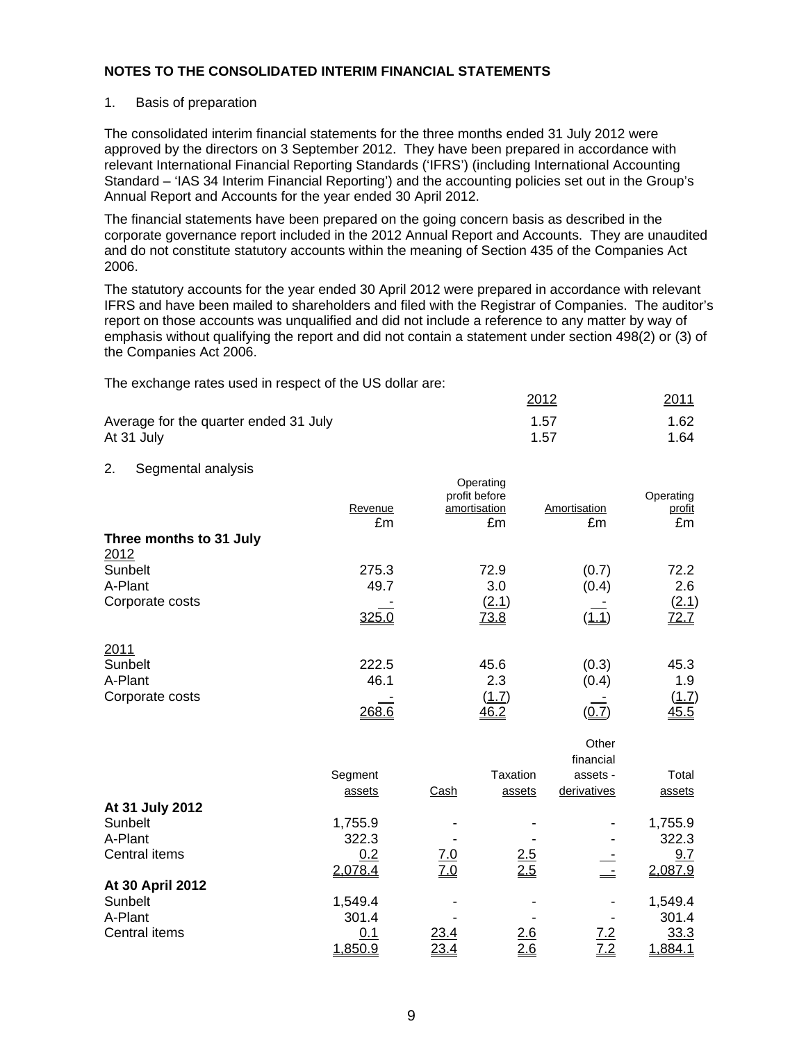## NOTES TO THE CONSOLIDATED INTERIM FINANCIAL STATEMENTS

1. Basis of preparation

The consolidated interim financial statements for the three months ended 31 July 2012 were approved by the directors on 3 September 2012. They have been prepared in accordance with relevant International Financial Reporting Standards ('IFRS') (including International Accounting Standard – 'IAS 34 Interim Financial Reporting') and the accounting policies set out in the Group's Annual Report and Accounts for the year ended 30 April 2012.

The financial statements have been prepared on the going concern basis as described in the corporate governance report included in the 2012 Annual Report and Accounts. They are unaudited and do not constitute statutory accounts within the meaning of Section 435 of the Companies Act 2006.

The statutory accounts for the year ended 30 April 2012 were prepared in accordance with relevant IFRS and have been mailed to shareholders and filed with the Registrar of Companies. The auditor's report on those accounts was unqualified and did not include a reference to any matter by way of emphasis without qualifying the report and did not contain a statement under section 498(2) or (3) of the Companies Act 2006.

The exchange rates used in respect of the US dollar are:

| | 2012 | 2011 |
|---|---|---|
| Average for the quarter ended 31 July | 1.57 | 1.62 |
| At 31 July | 1.57 | 1.64 |

2. Segmental analysis

| | Revenue £m | Operating profit before amortisation £m | Amortisation £m | Operating profit £m |
|---|---|---|---|---|
| **Three months to 31 July** | | | | |
| 2012 | | | | |
| Sunbelt | 275.3 | 72.9 | (0.7) | 72.2 |
| A-Plant | 49.7 | 3.0 | (0.4) | 2.6 |
| Corporate costs | - | (2.1) | - | (2.1) |
| | 325.0 | 73.8 | (1.1) | 72.7 |
| 2011 | | | | |
| Sunbelt | 222.5 | 45.6 | (0.3) | 45.3 |
| A-Plant | 46.1 | 2.3 | (0.4) | 1.9 |
| Corporate costs | - | (1.7) | - | (1.7) |
| | 268.6 | 46.2 | (0.7) | 45.5 |

| | Segment assets | Cash | Taxation assets | Other financial assets - derivatives | Total assets |
|---|---|---|---|---|---|
| **At 31 July 2012** | | | | | |
| Sunbelt | 1,755.9 | - | - | - | 1,755.9 |
| A-Plant | 322.3 | - | - | - | 322.3 |
| Central items | 0.2 | 7.0 | 2.5 | - | 9.7 |
| | 2,078.4 | 7.0 | 2.5 | - | 2,087.9 |
| **At 30 April 2012** | | | | | |
| Sunbelt | 1,549.4 | - | - | - | 1,549.4 |
| A-Plant | 301.4 | - | - | - | 301.4 |
| Central items | 0.1 | 23.4 | 2.6 | 7.2 | 33.3 |
| | 1,850.9 | 23.4 | 2.6 | 7.2 | 1,884.1 |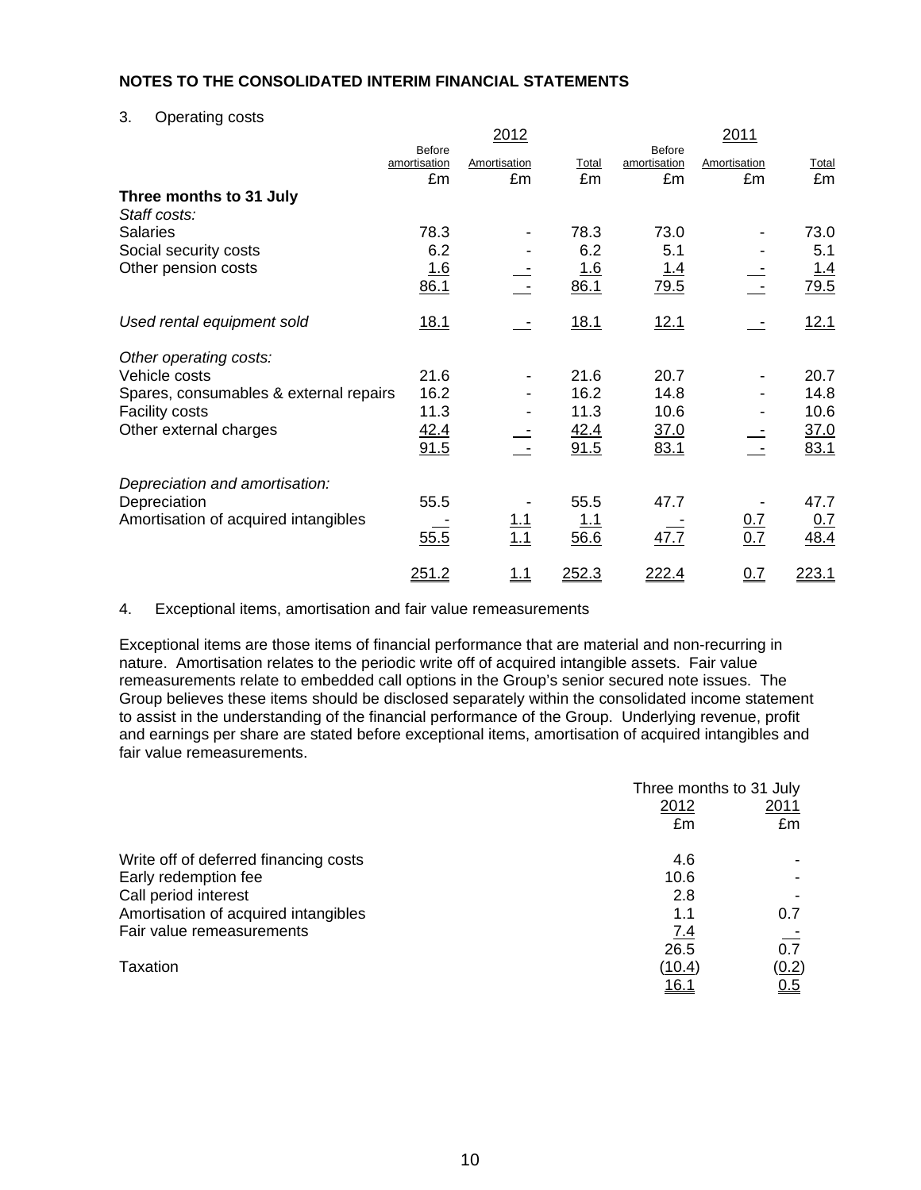## NOTES TO THE CONSOLIDATED INTERIM FINANCIAL STATEMENTS

3. Operating costs

| | 2012 | | | 2011 | | |
|---|---|---|---|---|---|---|
| | Before amortisation | Amortisation | Total | Before amortisation | Amortisation | Total |
| | £m | £m | £m | £m | £m | £m |
| **Three months to 31 July** | | | | | | |
| *Staff costs:* | | | | | | |
| Salaries | 78.3 | - | 78.3 | 73.0 | - | 73.0 |
| Social security costs | 6.2 | - | 6.2 | 5.1 | - | 5.1 |
| Other pension costs | 1.6 | - | 1.6 | 1.4 | - | 1.4 |
| | 86.1 | - | 86.1 | 79.5 | - | 79.5 |
| *Used rental equipment sold* | 18.1 | - | 18.1 | 12.1 | - | 12.1 |
| *Other operating costs:* | | | | | | |
| Vehicle costs | 21.6 | - | 21.6 | 20.7 | - | 20.7 |
| Spares, consumables & external repairs | 16.2 | - | 16.2 | 14.8 | - | 14.8 |
| Facility costs | 11.3 | - | 11.3 | 10.6 | - | 10.6 |
| Other external charges | 42.4 | - | 42.4 | 37.0 | - | 37.0 |
| | 91.5 | - | 91.5 | 83.1 | - | 83.1 |
| *Depreciation and amortisation:* | | | | | | |
| Depreciation | 55.5 | - | 55.5 | 47.7 | - | 47.7 |
| Amortisation of acquired intangibles | - | 1.1 | 1.1 | - | 0.7 | 0.7 |
| | 55.5 | 1.1 | 56.6 | 47.7 | 0.7 | 48.4 |
| | 251.2 | 1.1 | 252.3 | 222.4 | 0.7 | 223.1 |

4. Exceptional items, amortisation and fair value remeasurements

Exceptional items are those items of financial performance that are material and non-recurring in nature. Amortisation relates to the periodic write off of acquired intangible assets. Fair value remeasurements relate to embedded call options in the Group's senior secured note issues. The Group believes these items should be disclosed separately within the consolidated income statement to assist in the understanding of the financial performance of the Group. Underlying revenue, profit and earnings per share are stated before exceptional items, amortisation of acquired intangibles and fair value remeasurements.

| | Three months to 31 July | |
|---|---|---|
| | 2012 | 2011 |
| | £m | £m |
| Write off of deferred financing costs | 4.6 | - |
| Early redemption fee | 10.6 | - |
| Call period interest | 2.8 | - |
| Amortisation of acquired intangibles | 1.1 | 0.7 |
| Fair value remeasurements | 7.4 | - |
| | 26.5 | 0.7 |
| Taxation | (10.4) | (0.2) |
| | 16.1 | 0.5 |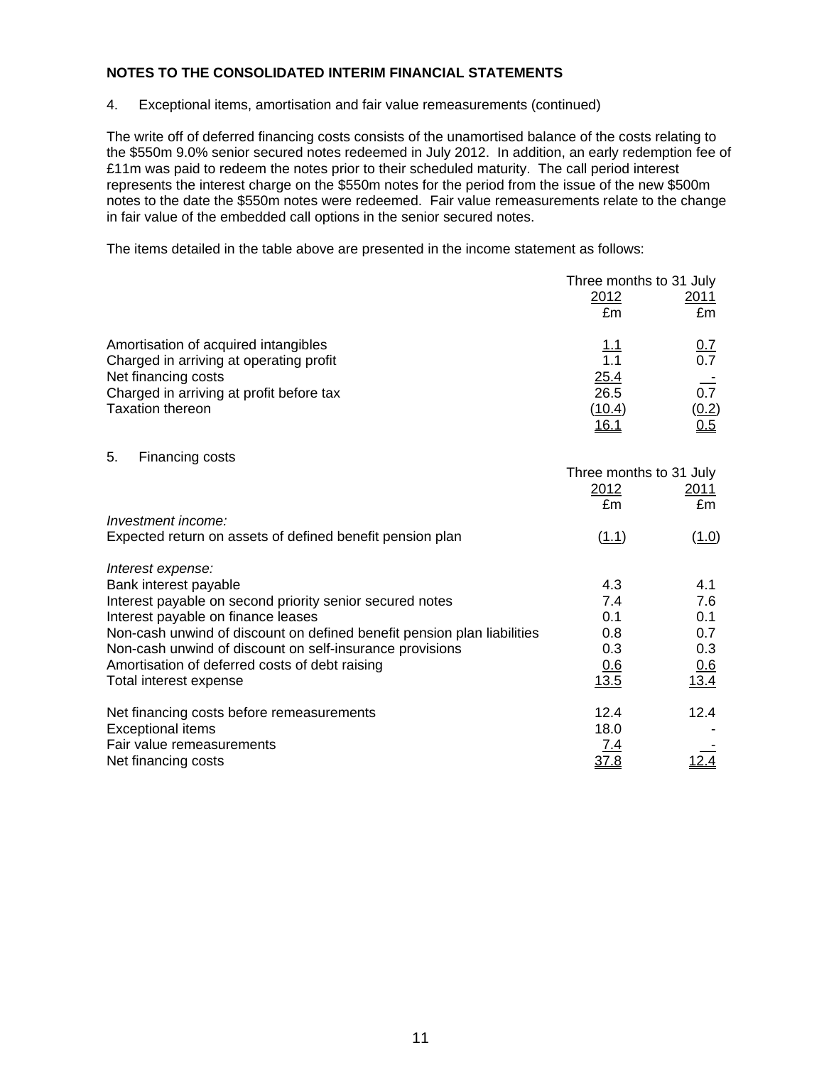**NOTES TO THE CONSOLIDATED INTERIM FINANCIAL STATEMENTS**

4. Exceptional items, amortisation and fair value remeasurements (continued)

The write off of deferred financing costs consists of the unamortised balance of the costs relating to the \$550m 9.0% senior secured notes redeemed in July 2012. In addition, an early redemption fee of £11m was paid to redeem the notes prior to their scheduled maturity. The call period interest represents the interest charge on the \$550m notes for the period from the issue of the new \$500m notes to the date the \$550m notes were redeemed. Fair value remeasurements relate to the change in fair value of the embedded call options in the senior secured notes.

The items detailed in the table above are presented in the income statement as follows:

| | Three months to 31 July | |
|---|---|---|
| | 2012 | 2011 |
| | £m | £m |
| Amortisation of acquired intangibles | 1.1 | 0.7 |
| Charged in arriving at operating profit | 1.1 | 0.7 |
| Net financing costs | 25.4 | - |
| Charged in arriving at profit before tax | 26.5 | 0.7 |
| Taxation thereon | (10.4) | (0.2) |
| | 16.1 | 0.5 |

5. Financing costs

| | Three months to 31 July | |
|---|---|---|
| | 2012 | 2011 |
| | £m | £m |
| *Investment income:* | | |
| Expected return on assets of defined benefit pension plan | (1.1) | (1.0) |
| | | |
| *Interest expense:* | | |
| Bank interest payable | 4.3 | 4.1 |
| Interest payable on second priority senior secured notes | 7.4 | 7.6 |
| Interest payable on finance leases | 0.1 | 0.1 |
| Non-cash unwind of discount on defined benefit pension plan liabilities | 0.8 | 0.7 |
| Non-cash unwind of discount on self-insurance provisions | 0.3 | 0.3 |
| Amortisation of deferred costs of debt raising | 0.6 | 0.6 |
| Total interest expense | 13.5 | 13.4 |
| | | |
| Net financing costs before remeasurements | 12.4 | 12.4 |
| Exceptional items | 18.0 | - |
| Fair value remeasurements | 7.4 | - |
| Net financing costs | 37.8 | 12.4 |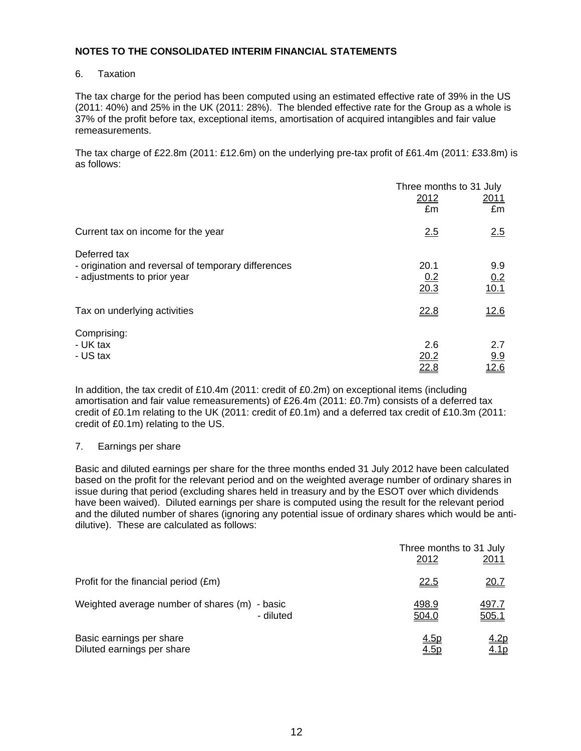## NOTES TO THE CONSOLIDATED INTERIM FINANCIAL STATEMENTS

6. Taxation

The tax charge for the period has been computed using an estimated effective rate of 39% in the US (2011: 40%) and 25% in the UK (2011: 28%). The blended effective rate for the Group as a whole is 37% of the profit before tax, exceptional items, amortisation of acquired intangibles and fair value remeasurements.

The tax charge of £22.8m (2011: £12.6m) on the underlying pre-tax profit of £61.4m (2011: £33.8m) is as follows:

| | Three months to 31 July | |
|---|---|---|
| | 2012 | 2011 |
| | £m | £m |
| Current tax on income for the year | 2.5 | 2.5 |
| Deferred tax | | |
| - origination and reversal of temporary differences | 20.1 | 9.9 |
| - adjustments to prior year | 0.2 | 0.2 |
| | 20.3 | 10.1 |
| Tax on underlying activities | 22.8 | 12.6 |
| Comprising: | | |
| - UK tax | 2.6 | 2.7 |
| - US tax | 20.2 | 9.9 |
| | 22.8 | 12.6 |

In addition, the tax credit of £10.4m (2011: credit of £0.2m) on exceptional items (including amortisation and fair value remeasurements) of £26.4m (2011: £0.7m) consists of a deferred tax credit of £0.1m relating to the UK (2011: credit of £0.1m) and a deferred tax credit of £10.3m (2011: credit of £0.1m) relating to the US.

7. Earnings per share

Basic and diluted earnings per share for the three months ended 31 July 2012 have been calculated based on the profit for the relevant period and on the weighted average number of ordinary shares in issue during that period (excluding shares held in treasury and by the ESOT over which dividends have been waived). Diluted earnings per share is computed using the result for the relevant period and the diluted number of shares (ignoring any potential issue of ordinary shares which would be anti-dilutive). These are calculated as follows:

| | Three months to 31 July | |
|---|---|---|
| | 2012 | 2011 |
| Profit for the financial period (£m) | 22.5 | 20.7 |
| Weighted average number of shares (m) - basic | 498.9 | 497.7 |
| - diluted | 504.0 | 505.1 |
| Basic earnings per share | 4.5p | 4.2p |
| Diluted earnings per share | 4.5p | 4.1p |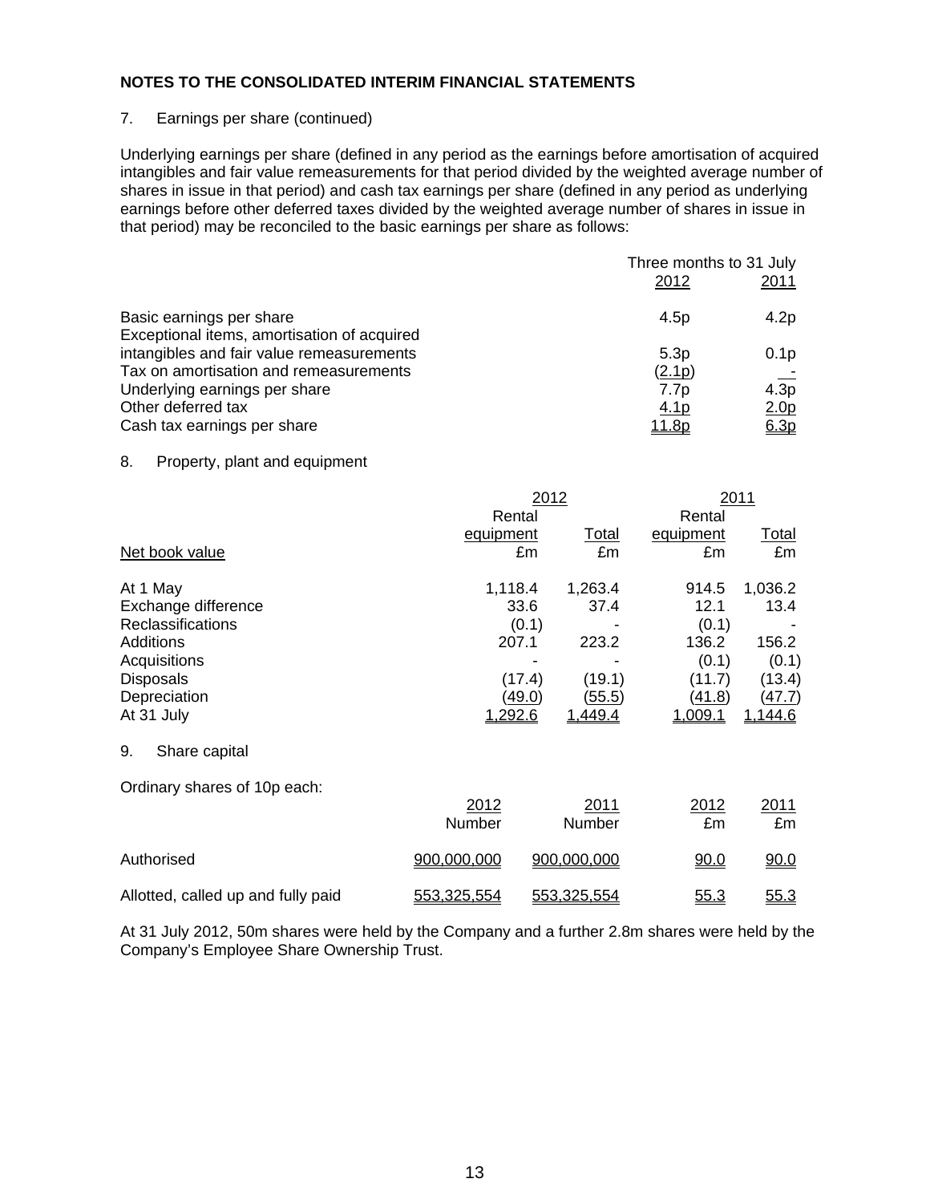## NOTES TO THE CONSOLIDATED INTERIM FINANCIAL STATEMENTS

7. Earnings per share (continued)

Underlying earnings per share (defined in any period as the earnings before amortisation of acquired intangibles and fair value remeasurements for that period divided by the weighted average number of shares in issue in that period) and cash tax earnings per share (defined in any period as underlying earnings before other deferred taxes divided by the weighted average number of shares in issue in that period) may be reconciled to the basic earnings per share as follows:

| | Three months to 31 July | |
|---|---|---|
| | 2012 | 2011 |
| Basic earnings per share | 4.5p | 4.2p |
| Exceptional items, amortisation of acquired intangibles and fair value remeasurements | 5.3p | 0.1p |
| Tax on amortisation and remeasurements | (2.1p) | - |
| Underlying earnings per share | 7.7p | 4.3p |
| Other deferred tax | 4.1p | 2.0p |
| Cash tax earnings per share | 11.8p | 6.3p |

8. Property, plant and equipment

| | 2012 | | 2011 | |
|---|---|---|---|---|
| | Rental equipment | Total | Rental equipment | Total |
| Net book value | £m | £m | £m | £m |
| At 1 May | 1,118.4 | 1,263.4 | 914.5 | 1,036.2 |
| Exchange difference | 33.6 | 37.4 | 12.1 | 13.4 |
| Reclassifications | (0.1) | - | (0.1) | - |
| Additions | 207.1 | 223.2 | 136.2 | 156.2 |
| Acquisitions | - | - | (0.1) | (0.1) |
| Disposals | (17.4) | (19.1) | (11.7) | (13.4) |
| Depreciation | (49.0) | (55.5) | (41.8) | (47.7) |
| At 31 July | 1,292.6 | 1,449.4 | 1,009.1 | 1,144.6 |

9. Share capital

Ordinary shares of 10p each:

| | 2012 | 2011 | 2012 | 2011 |
|---|---|---|---|---|
| | Number | Number | £m | £m |
| Authorised | 900,000,000 | 900,000,000 | 90.0 | 90.0 |
| Allotted, called up and fully paid | 553,325,554 | 553,325,554 | 55.3 | 55.3 |

At 31 July 2012, 50m shares were held by the Company and a further 2.8m shares were held by the Company's Employee Share Ownership Trust.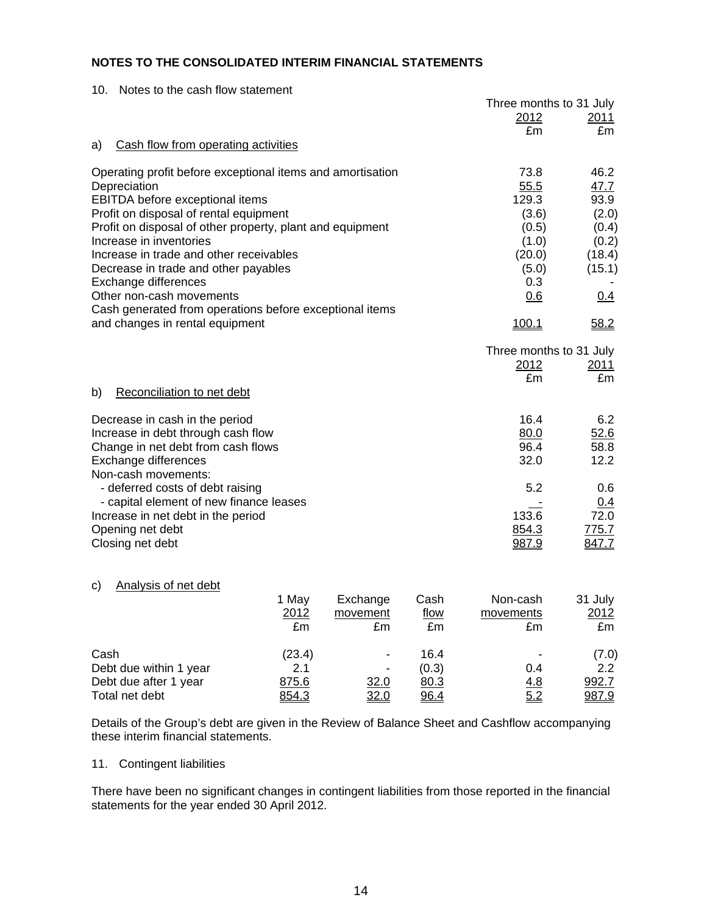## NOTES TO THE CONSOLIDATED INTERIM FINANCIAL STATEMENTS

10. Notes to the cash flow statement

a) Cash flow from operating activities

| | Three months to 31 July 2012 £m | Three months to 31 July 2011 £m |
|---|---|---|
| Operating profit before exceptional items and amortisation | 73.8 | 46.2 |
| Depreciation | 55.5 | 47.7 |
| EBITDA before exceptional items | 129.3 | 93.9 |
| Profit on disposal of rental equipment | (3.6) | (2.0) |
| Profit on disposal of other property, plant and equipment | (0.5) | (0.4) |
| Increase in inventories | (1.0) | (0.2) |
| Increase in trade and other receivables | (20.0) | (18.4) |
| Decrease in trade and other payables | (5.0) | (15.1) |
| Exchange differences | 0.3 | - |
| Other non-cash movements | 0.6 | 0.4 |
| Cash generated from operations before exceptional items and changes in rental equipment | 100.1 | 58.2 |

b) Reconciliation to net debt

| | Three months to 31 July 2012 £m | Three months to 31 July 2011 £m |
|---|---|---|
| Decrease in cash in the period | 16.4 | 6.2 |
| Increase in debt through cash flow | 80.0 | 52.6 |
| Change in net debt from cash flows | 96.4 | 58.8 |
| Exchange differences | 32.0 | 12.2 |
| Non-cash movements: | | |
| - deferred costs of debt raising | 5.2 | 0.6 |
| - capital element of new finance leases | - | 0.4 |
| Increase in net debt in the period | 133.6 | 72.0 |
| Opening net debt | 854.3 | 775.7 |
| Closing net debt | 987.9 | 847.7 |

c) Analysis of net debt

| | 1 May 2012 £m | Exchange movement £m | Cash flow £m | Non-cash movements £m | 31 July 2012 £m |
|---|---|---|---|---|---|
| Cash | (23.4) | - | 16.4 | - | (7.0) |
| Debt due within 1 year | 2.1 | - | (0.3) | 0.4 | 2.2 |
| Debt due after 1 year | 875.6 | 32.0 | 80.3 | 4.8 | 992.7 |
| Total net debt | 854.3 | 32.0 | 96.4 | 5.2 | 987.9 |

Details of the Group's debt are given in the Review of Balance Sheet and Cashflow accompanying these interim financial statements.

11. Contingent liabilities

There have been no significant changes in contingent liabilities from those reported in the financial statements for the year ended 30 April 2012.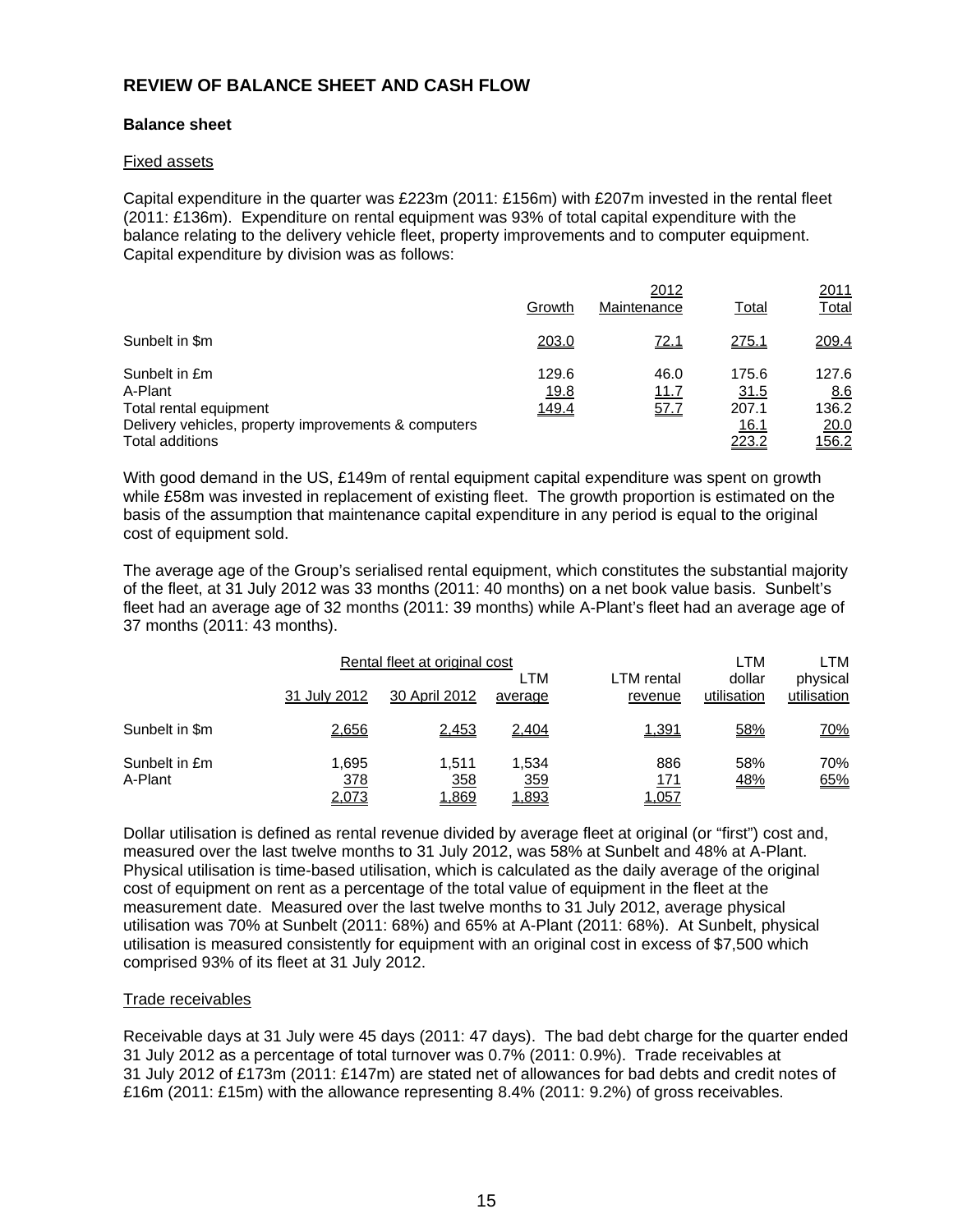## REVIEW OF BALANCE SHEET AND CASH FLOW

### Balance sheet

Fixed assets

Capital expenditure in the quarter was £223m (2011: £156m) with £207m invested in the rental fleet (2011: £136m). Expenditure on rental equipment was 93% of total capital expenditure with the balance relating to the delivery vehicle fleet, property improvements and to computer equipment. Capital expenditure by division was as follows:

| | 2012 Growth | 2012 Maintenance | 2012 Total | 2011 Total |
|---|---|---|---|---|
| Sunbelt in $m | 203.0 | 72.1 | 275.1 | 209.4 |
| Sunbelt in £m | 129.6 | 46.0 | 175.6 | 127.6 |
| A-Plant | 19.8 | 11.7 | 31.5 | 8.6 |
| Total rental equipment | 149.4 | 57.7 | 207.1 | 136.2 |
| Delivery vehicles, property improvements & computers | | | 16.1 | 20.0 |
| Total additions | | | 223.2 | 156.2 |

With good demand in the US, £149m of rental equipment capital expenditure was spent on growth while £58m was invested in replacement of existing fleet. The growth proportion is estimated on the basis of the assumption that maintenance capital expenditure in any period is equal to the original cost of equipment sold.

The average age of the Group's serialised rental equipment, which constitutes the substantial majority of the fleet, at 31 July 2012 was 33 months (2011: 40 months) on a net book value basis. Sunbelt's fleet had an average age of 32 months (2011: 39 months) while A-Plant's fleet had an average age of 37 months (2011: 43 months).

| | Rental fleet at original cost | | | | | |
|---|---|---|---|---|---|---|
| | 31 July 2012 | 30 April 2012 | LTM average | LTM rental revenue | LTM dollar utilisation | LTM physical utilisation |
| Sunbelt in $m | 2,656 | 2,453 | 2,404 | 1,391 | 58% | 70% |
| Sunbelt in £m | 1,695 | 1,511 | 1,534 | 886 | 58% | 70% |
| A-Plant | 378 | 358 | 359 | 171 | 48% | 65% |
| | 2,073 | 1,869 | 1,893 | 1,057 | | |

Dollar utilisation is defined as rental revenue divided by average fleet at original (or "first") cost and, measured over the last twelve months to 31 July 2012, was 58% at Sunbelt and 48% at A-Plant. Physical utilisation is time-based utilisation, which is calculated as the daily average of the original cost of equipment on rent as a percentage of the total value of equipment in the fleet at the measurement date. Measured over the last twelve months to 31 July 2012, average physical utilisation was 70% at Sunbelt (2011: 68%) and 65% at A-Plant (2011: 68%). At Sunbelt, physical utilisation is measured consistently for equipment with an original cost in excess of $7,500 which comprised 93% of its fleet at 31 July 2012.

Trade receivables

Receivable days at 31 July were 45 days (2011: 47 days). The bad debt charge for the quarter ended 31 July 2012 as a percentage of total turnover was 0.7% (2011: 0.9%). Trade receivables at 31 July 2012 of £173m (2011: £147m) are stated net of allowances for bad debts and credit notes of £16m (2011: £15m) with the allowance representing 8.4% (2011: 9.2%) of gross receivables.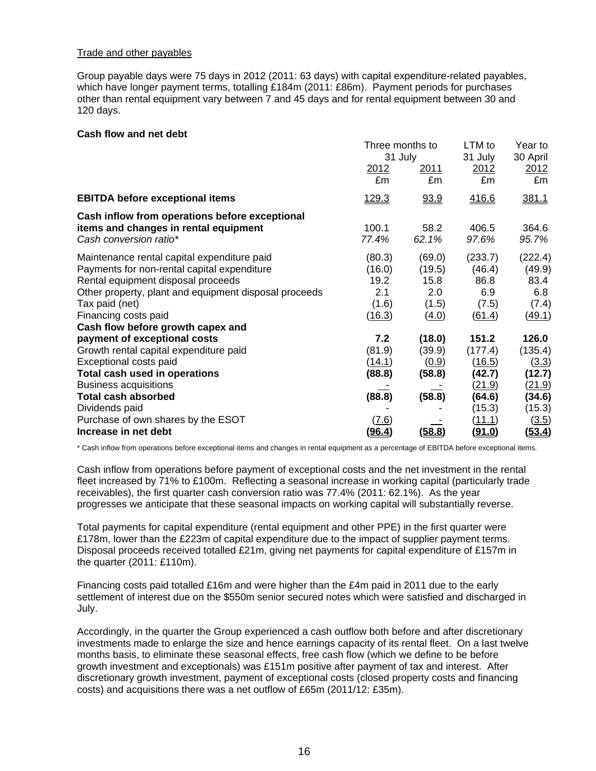Trade and other payables

Group payable days were 75 days in 2012 (2011: 63 days) with capital expenditure-related payables, which have longer payment terms, totalling £184m (2011: £86m). Payment periods for purchases other than rental equipment vary between 7 and 45 days and for rental equipment between 30 and 120 days.

**Cash flow and net debt**

| | Three months to 31 July | | LTM to 31 July | Year to 30 April |
|---|---|---|---|---|
| | 2012 | 2011 | 2012 | 2012 |
| | £m | £m | £m | £m |
| **EBITDA before exceptional items** | 129.3 | 93.9 | 416.6 | 381.1 |
| **Cash inflow from operations before exceptional items and changes in rental equipment** | 100.1 | 58.2 | 406.5 | 364.6 |
| *Cash conversion ratio** | *77.4%* | *62.1%* | *97.6%* | *95.7%* |
| Maintenance rental capital expenditure paid | (80.3) | (69.0) | (233.7) | (222.4) |
| Payments for non-rental capital expenditure | (16.0) | (19.5) | (46.4) | (49.9) |
| Rental equipment disposal proceeds | 19.2 | 15.8 | 86.8 | 83.4 |
| Other property, plant and equipment disposal proceeds | 2.1 | 2.0 | 6.9 | 6.8 |
| Tax paid (net) | (1.6) | (1.5) | (7.5) | (7.4) |
| Financing costs paid | (16.3) | (4.0) | (61.4) | (49.1) |
| **Cash flow before growth capex and payment of exceptional costs** | **7.2** | **(18.0)** | **151.2** | **126.0** |
| Growth rental capital expenditure paid | (81.9) | (39.9) | (177.4) | (135.4) |
| Exceptional costs paid | (14.1) | (0.9) | (16.5) | (3.3) |
| **Total cash used in operations** | **(88.8)** | **(58.8)** | **(42.7)** | **(12.7)** |
| Business acquisitions | - | - | (21.9) | (21.9) |
| **Total cash absorbed** | **(88.8)** | **(58.8)** | **(64.6)** | **(34.6)** |
| Dividends paid | - | - | (15.3) | (15.3) |
| Purchase of own shares by the ESOT | (7.6) | - | (11.1) | (3.5) |
| **Increase in net debt** | **(96.4)** | **(58.8)** | **(91.0)** | **(53.4)** |

\* Cash inflow from operations before exceptional items and changes in rental equipment as a percentage of EBITDA before exceptional items.

Cash inflow from operations before payment of exceptional costs and the net investment in the rental fleet increased by 71% to £100m. Reflecting a seasonal increase in working capital (particularly trade receivables), the first quarter cash conversion ratio was 77.4% (2011: 62.1%). As the year progresses we anticipate that these seasonal impacts on working capital will substantially reverse.

Total payments for capital expenditure (rental equipment and other PPE) in the first quarter were £178m, lower than the £223m of capital expenditure due to the impact of supplier payment terms. Disposal proceeds received totalled £21m, giving net payments for capital expenditure of £157m in the quarter (2011: £110m).

Financing costs paid totalled £16m and were higher than the £4m paid in 2011 due to the early settlement of interest due on the $550m senior secured notes which were satisfied and discharged in July.

Accordingly, in the quarter the Group experienced a cash outflow both before and after discretionary investments made to enlarge the size and hence earnings capacity of its rental fleet. On a last twelve months basis, to eliminate these seasonal effects, free cash flow (which we define to be before growth investment and exceptionals) was £151m positive after payment of tax and interest. After discretionary growth investment, payment of exceptional costs (closed property costs and financing costs) and acquisitions there was a net outflow of £65m (2011/12: £35m).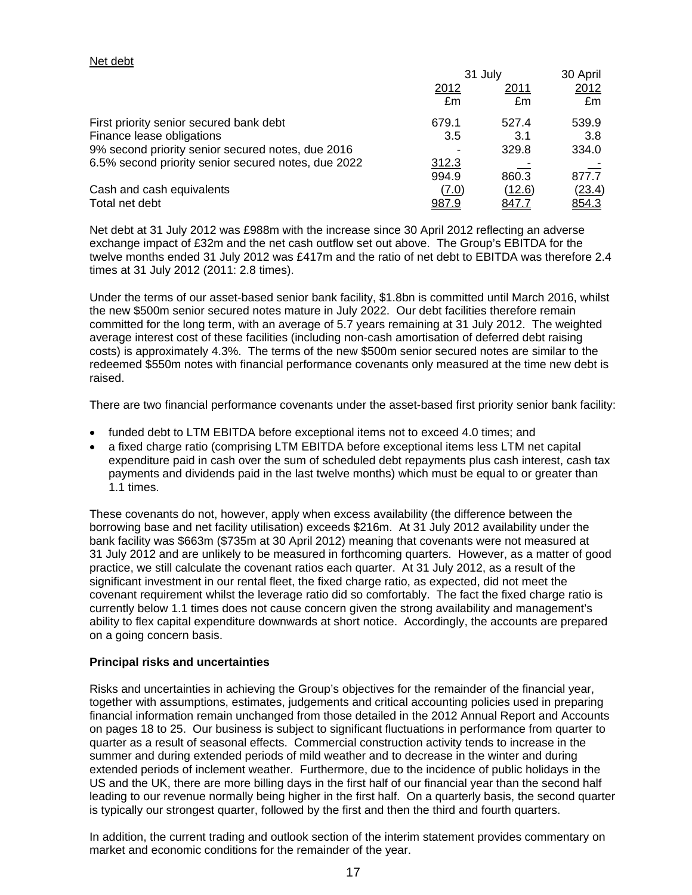Net debt

| | 31 July | | 30 April |
|---|---|---|---|
| | 2012 | 2011 | 2012 |
| | £m | £m | £m |
| First priority senior secured bank debt | 679.1 | 527.4 | 539.9 |
| Finance lease obligations | 3.5 | 3.1 | 3.8 |
| 9% second priority senior secured notes, due 2016 | - | 329.8 | 334.0 |
| 6.5% second priority senior secured notes, due 2022 | 312.3 | - | - |
| | 994.9 | 860.3 | 877.7 |
| Cash and cash equivalents | (7.0) | (12.6) | (23.4) |
| Total net debt | 987.9 | 847.7 | 854.3 |

Net debt at 31 July 2012 was £988m with the increase since 30 April 2012 reflecting an adverse exchange impact of £32m and the net cash outflow set out above. The Group's EBITDA for the twelve months ended 31 July 2012 was £417m and the ratio of net debt to EBITDA was therefore 2.4 times at 31 July 2012 (2011: 2.8 times).

Under the terms of our asset-based senior bank facility, \$1.8bn is committed until March 2016, whilst the new \$500m senior secured notes mature in July 2022. Our debt facilities therefore remain committed for the long term, with an average of 5.7 years remaining at 31 July 2012. The weighted average interest cost of these facilities (including non-cash amortisation of deferred debt raising costs) is approximately 4.3%. The terms of the new \$500m senior secured notes are similar to the redeemed \$550m notes with financial performance covenants only measured at the time new debt is raised.

There are two financial performance covenants under the asset-based first priority senior bank facility:

- funded debt to LTM EBITDA before exceptional items not to exceed 4.0 times; and
- a fixed charge ratio (comprising LTM EBITDA before exceptional items less LTM net capital expenditure paid in cash over the sum of scheduled debt repayments plus cash interest, cash tax payments and dividends paid in the last twelve months) which must be equal to or greater than 1.1 times.

These covenants do not, however, apply when excess availability (the difference between the borrowing base and net facility utilisation) exceeds \$216m. At 31 July 2012 availability under the bank facility was \$663m (\$735m at 30 April 2012) meaning that covenants were not measured at 31 July 2012 and are unlikely to be measured in forthcoming quarters. However, as a matter of good practice, we still calculate the covenant ratios each quarter. At 31 July 2012, as a result of the significant investment in our rental fleet, the fixed charge ratio, as expected, did not meet the covenant requirement whilst the leverage ratio did so comfortably. The fact the fixed charge ratio is currently below 1.1 times does not cause concern given the strong availability and management's ability to flex capital expenditure downwards at short notice. Accordingly, the accounts are prepared on a going concern basis.

**Principal risks and uncertainties**

Risks and uncertainties in achieving the Group's objectives for the remainder of the financial year, together with assumptions, estimates, judgements and critical accounting policies used in preparing financial information remain unchanged from those detailed in the 2012 Annual Report and Accounts on pages 18 to 25. Our business is subject to significant fluctuations in performance from quarter to quarter as a result of seasonal effects. Commercial construction activity tends to increase in the summer and during extended periods of mild weather and to decrease in the winter and during extended periods of inclement weather. Furthermore, due to the incidence of public holidays in the US and the UK, there are more billing days in the first half of our financial year than the second half leading to our revenue normally being higher in the first half. On a quarterly basis, the second quarter is typically our strongest quarter, followed by the first and then the third and fourth quarters.

In addition, the current trading and outlook section of the interim statement provides commentary on market and economic conditions for the remainder of the year.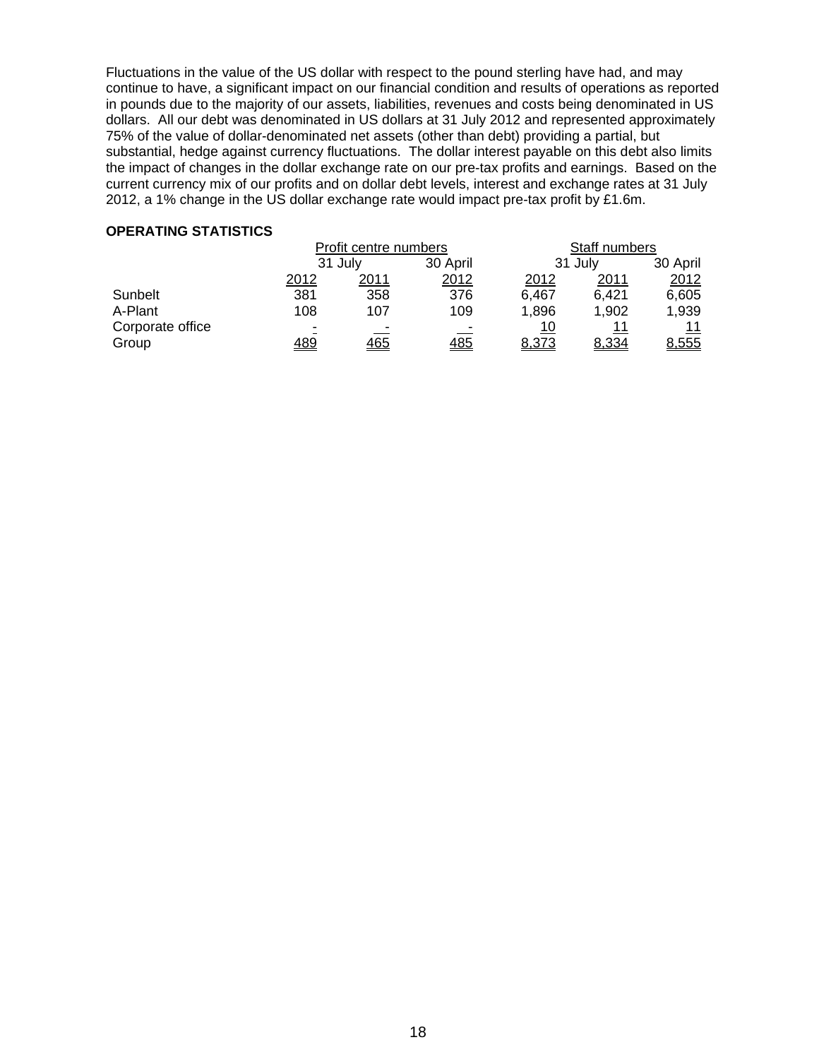Fluctuations in the value of the US dollar with respect to the pound sterling have had, and may continue to have, a significant impact on our financial condition and results of operations as reported in pounds due to the majority of our assets, liabilities, revenues and costs being denominated in US dollars. All our debt was denominated in US dollars at 31 July 2012 and represented approximately 75% of the value of dollar-denominated net assets (other than debt) providing a partial, but substantial, hedge against currency fluctuations. The dollar interest payable on this debt also limits the impact of changes in the dollar exchange rate on our pre-tax profits and earnings. Based on the current currency mix of our profits and on dollar debt levels, interest and exchange rates at 31 July 2012, a 1% change in the US dollar exchange rate would impact pre-tax profit by £1.6m.

**OPERATING STATISTICS**

| | Profit centre numbers | | | Staff numbers | | |
|---|---|---|---|---|---|---|
| | 31 July | | 30 April | 31 July | | 30 April |
| | 2012 | 2011 | 2012 | 2012 | 2011 | 2012 |
| Sunbelt | 381 | 358 | 376 | 6,467 | 6,421 | 6,605 |
| A-Plant | 108 | 107 | 109 | 1,896 | 1,902 | 1,939 |
| Corporate office | - | - | - | 10 | 11 | 11 |
| Group | 489 | 465 | 485 | 8,373 | 8,334 | 8,555 |